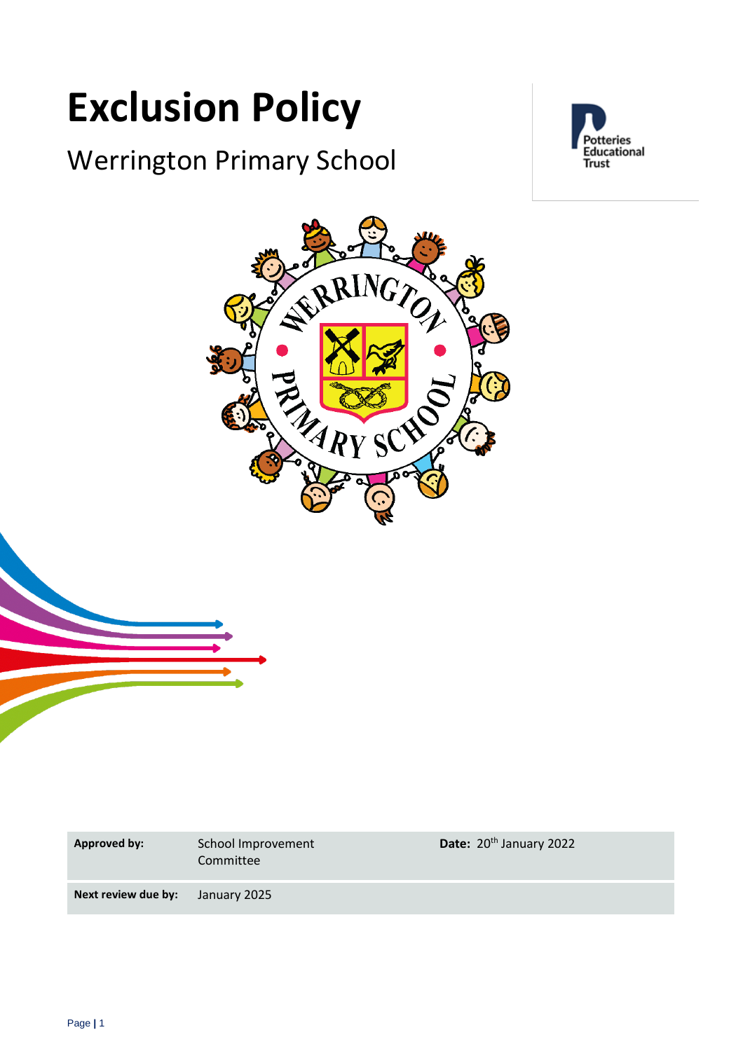# Exclusion Policy

Werrington Primary School

| **Approved by:** | School Improvement Committee | **Date:** 20th January 2022 |
|---|---|---|
| **Next review due by:** | January 2025 | |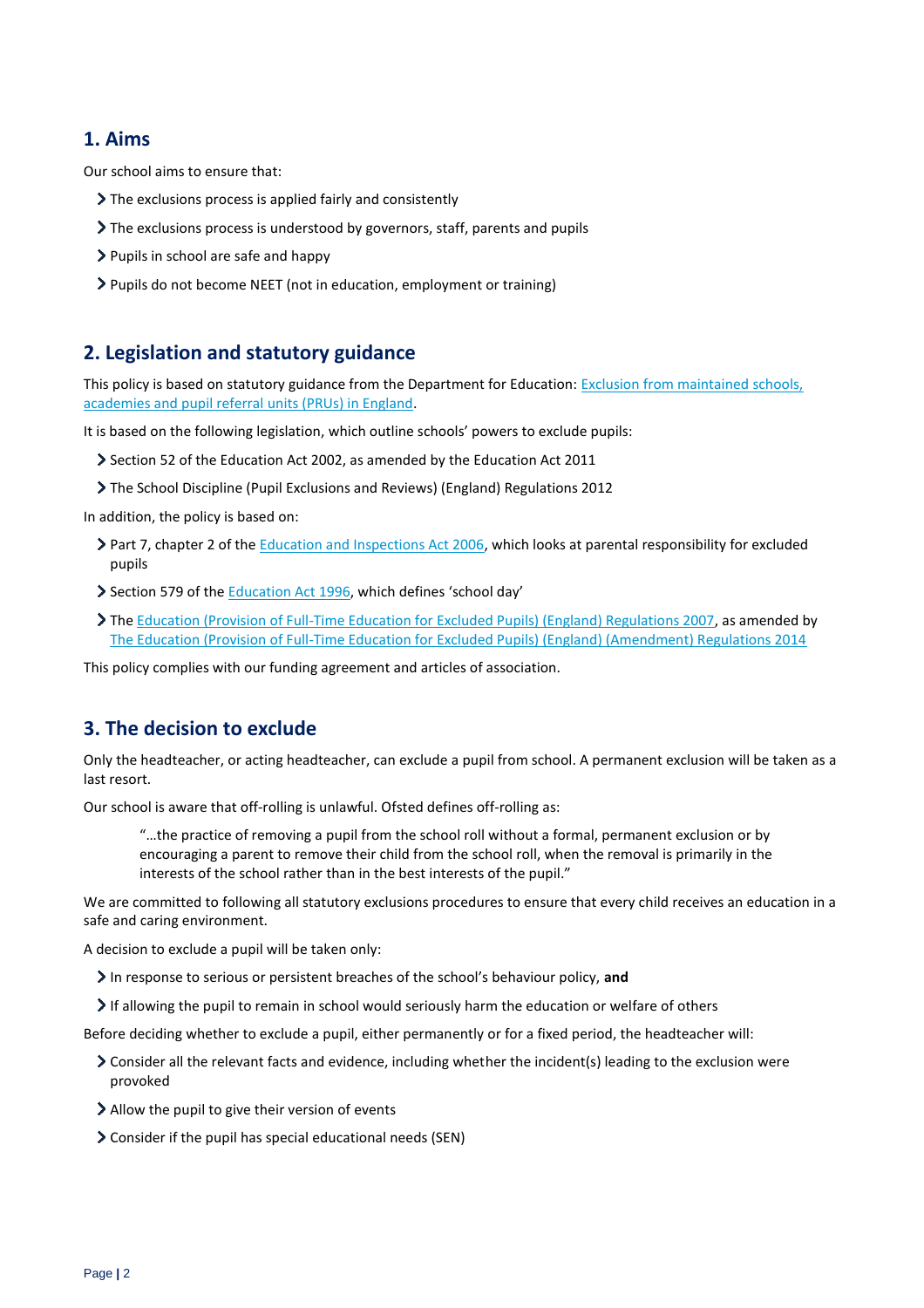## 1. Aims

Our school aims to ensure that:

- The exclusions process is applied fairly and consistently
- The exclusions process is understood by governors, staff, parents and pupils
- Pupils in school are safe and happy
- Pupils do not become NEET (not in education, employment or training)

## 2. Legislation and statutory guidance

This policy is based on statutory guidance from the Department for Education: [Exclusion from maintained schools, academies and pupil referral units (PRUs) in England]().

It is based on the following legislation, which outline schools' powers to exclude pupils:

- Section 52 of the Education Act 2002, as amended by the Education Act 2011
- The School Discipline (Pupil Exclusions and Reviews) (England) Regulations 2012

In addition, the policy is based on:

- Part 7, chapter 2 of the [Education and Inspections Act 2006](), which looks at parental responsibility for excluded pupils
- Section 579 of the [Education Act 1996](), which defines 'school day'
- The [Education (Provision of Full-Time Education for Excluded Pupils) (England) Regulations 2007](), as amended by [The Education (Provision of Full-Time Education for Excluded Pupils) (England) (Amendment) Regulations 2014]()

This policy complies with our funding agreement and articles of association.

## 3. The decision to exclude

Only the headteacher, or acting headteacher, can exclude a pupil from school. A permanent exclusion will be taken as a last resort.

Our school is aware that off-rolling is unlawful. Ofsted defines off-rolling as:

> "…the practice of removing a pupil from the school roll without a formal, permanent exclusion or by encouraging a parent to remove their child from the school roll, when the removal is primarily in the interests of the school rather than in the best interests of the pupil."

We are committed to following all statutory exclusions procedures to ensure that every child receives an education in a safe and caring environment.

A decision to exclude a pupil will be taken only:

- In response to serious or persistent breaches of the school's behaviour policy, **and**
- If allowing the pupil to remain in school would seriously harm the education or welfare of others

Before deciding whether to exclude a pupil, either permanently or for a fixed period, the headteacher will:

- Consider all the relevant facts and evidence, including whether the incident(s) leading to the exclusion were provoked
- Allow the pupil to give their version of events
- Consider if the pupil has special educational needs (SEN)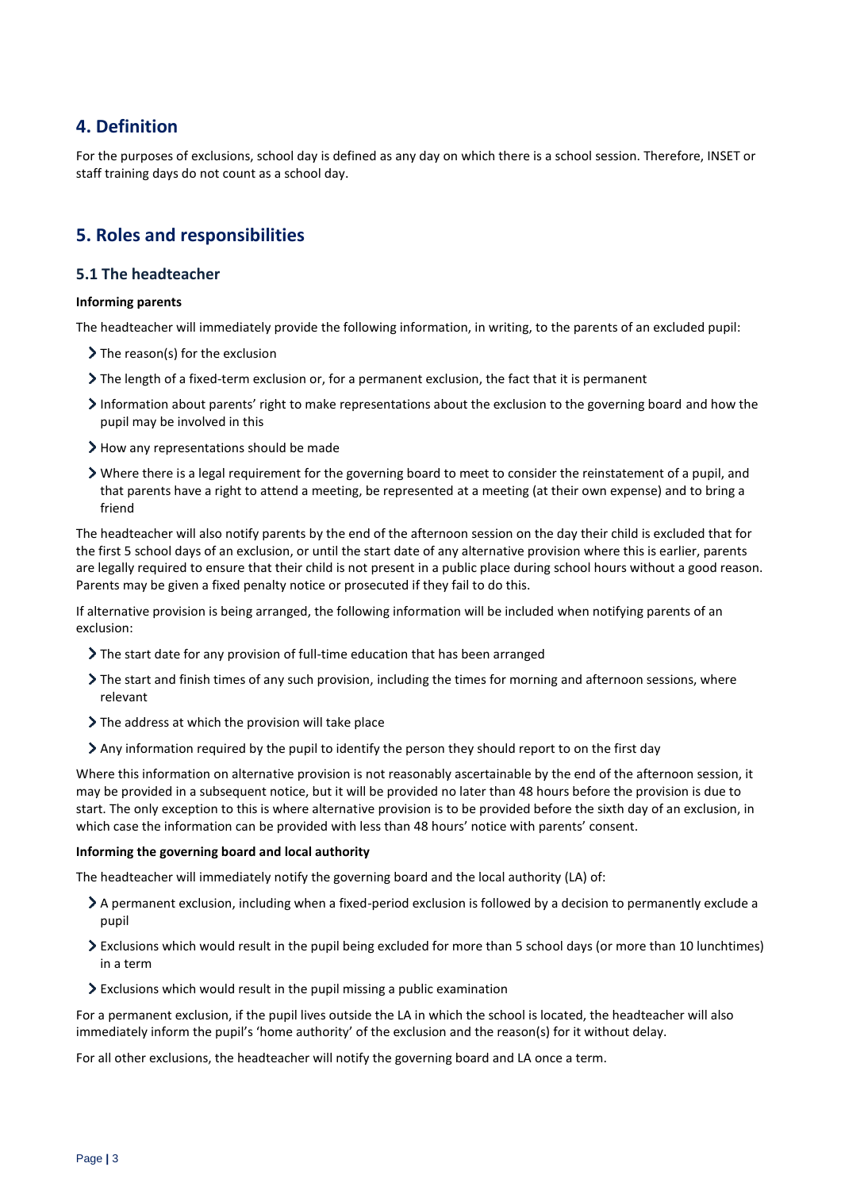## 4. Definition

For the purposes of exclusions, school day is defined as any day on which there is a school session. Therefore, INSET or staff training days do not count as a school day.

## 5. Roles and responsibilities

### 5.1 The headteacher

**Informing parents**

The headteacher will immediately provide the following information, in writing, to the parents of an excluded pupil:

- The reason(s) for the exclusion
- The length of a fixed-term exclusion or, for a permanent exclusion, the fact that it is permanent
- Information about parents' right to make representations about the exclusion to the governing board and how the pupil may be involved in this
- How any representations should be made
- Where there is a legal requirement for the governing board to meet to consider the reinstatement of a pupil, and that parents have a right to attend a meeting, be represented at a meeting (at their own expense) and to bring a friend

The headteacher will also notify parents by the end of the afternoon session on the day their child is excluded that for the first 5 school days of an exclusion, or until the start date of any alternative provision where this is earlier, parents are legally required to ensure that their child is not present in a public place during school hours without a good reason. Parents may be given a fixed penalty notice or prosecuted if they fail to do this.

If alternative provision is being arranged, the following information will be included when notifying parents of an exclusion:

- The start date for any provision of full-time education that has been arranged
- The start and finish times of any such provision, including the times for morning and afternoon sessions, where relevant
- The address at which the provision will take place
- Any information required by the pupil to identify the person they should report to on the first day

Where this information on alternative provision is not reasonably ascertainable by the end of the afternoon session, it may be provided in a subsequent notice, but it will be provided no later than 48 hours before the provision is due to start. The only exception to this is where alternative provision is to be provided before the sixth day of an exclusion, in which case the information can be provided with less than 48 hours' notice with parents' consent.

**Informing the governing board and local authority**

The headteacher will immediately notify the governing board and the local authority (LA) of:

- A permanent exclusion, including when a fixed-period exclusion is followed by a decision to permanently exclude a pupil
- Exclusions which would result in the pupil being excluded for more than 5 school days (or more than 10 lunchtimes) in a term
- Exclusions which would result in the pupil missing a public examination

For a permanent exclusion, if the pupil lives outside the LA in which the school is located, the headteacher will also immediately inform the pupil's 'home authority' of the exclusion and the reason(s) for it without delay.

For all other exclusions, the headteacher will notify the governing board and LA once a term.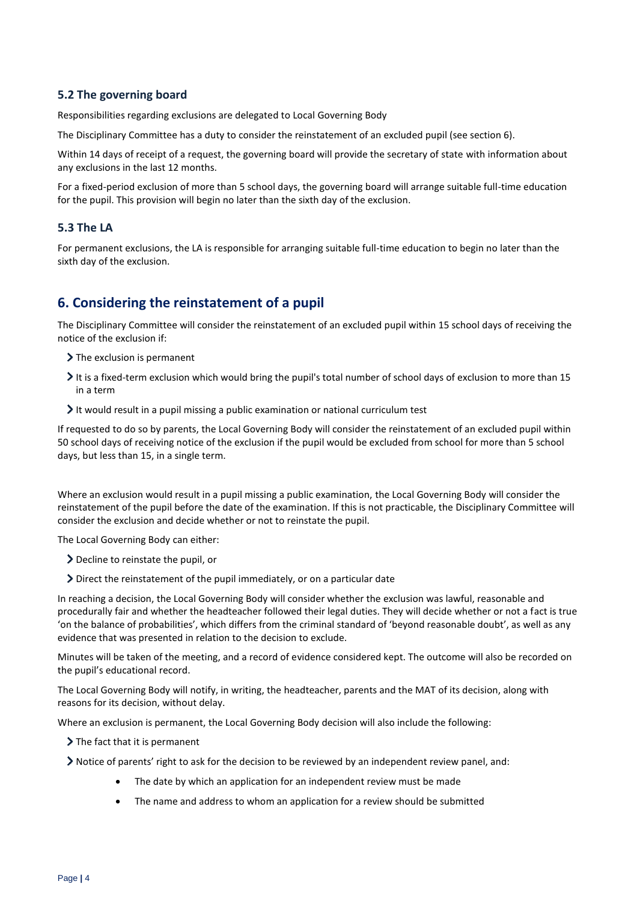### 5.2 The governing board

Responsibilities regarding exclusions are delegated to Local Governing Body

The Disciplinary Committee has a duty to consider the reinstatement of an excluded pupil (see section 6).

Within 14 days of receipt of a request, the governing board will provide the secretary of state with information about any exclusions in the last 12 months.

For a fixed-period exclusion of more than 5 school days, the governing board will arrange suitable full-time education for the pupil. This provision will begin no later than the sixth day of the exclusion.

### 5.3 The LA

For permanent exclusions, the LA is responsible for arranging suitable full-time education to begin no later than the sixth day of the exclusion.

## 6. Considering the reinstatement of a pupil

The Disciplinary Committee will consider the reinstatement of an excluded pupil within 15 school days of receiving the notice of the exclusion if:

- The exclusion is permanent
- It is a fixed-term exclusion which would bring the pupil's total number of school days of exclusion to more than 15 in a term
- It would result in a pupil missing a public examination or national curriculum test

If requested to do so by parents, the Local Governing Body will consider the reinstatement of an excluded pupil within 50 school days of receiving notice of the exclusion if the pupil would be excluded from school for more than 5 school days, but less than 15, in a single term.

Where an exclusion would result in a pupil missing a public examination, the Local Governing Body will consider the reinstatement of the pupil before the date of the examination. If this is not practicable, the Disciplinary Committee will consider the exclusion and decide whether or not to reinstate the pupil.

The Local Governing Body can either:

- Decline to reinstate the pupil, or
- Direct the reinstatement of the pupil immediately, or on a particular date

In reaching a decision, the Local Governing Body will consider whether the exclusion was lawful, reasonable and procedurally fair and whether the headteacher followed their legal duties. They will decide whether or not a fact is true 'on the balance of probabilities', which differs from the criminal standard of 'beyond reasonable doubt', as well as any evidence that was presented in relation to the decision to exclude.

Minutes will be taken of the meeting, and a record of evidence considered kept. The outcome will also be recorded on the pupil's educational record.

The Local Governing Body will notify, in writing, the headteacher, parents and the MAT of its decision, along with reasons for its decision, without delay.

Where an exclusion is permanent, the Local Governing Body decision will also include the following:

- The fact that it is permanent
- Notice of parents' right to ask for the decision to be reviewed by an independent review panel, and:
    - The date by which an application for an independent review must be made
    - The name and address to whom an application for a review should be submitted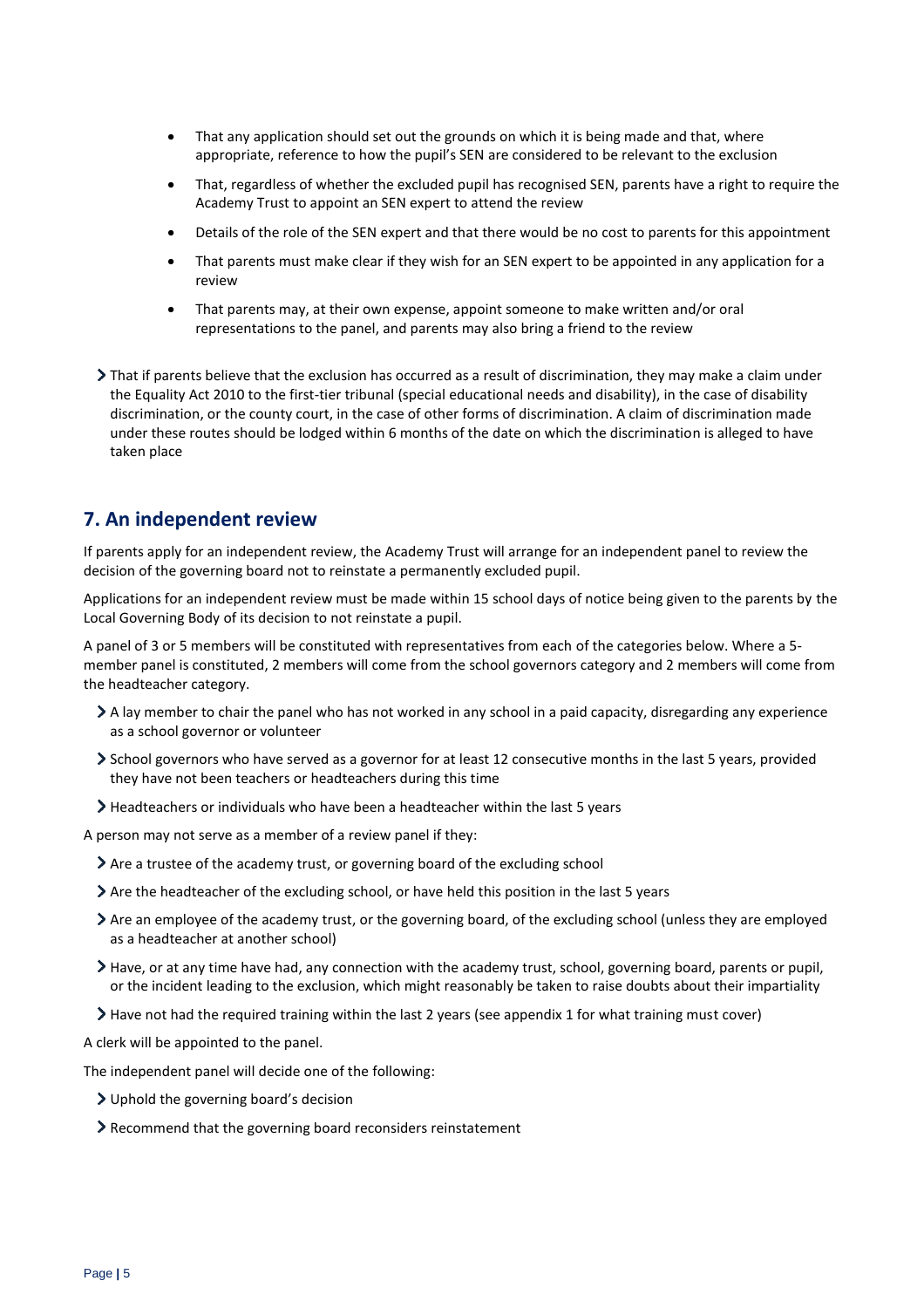- That any application should set out the grounds on which it is being made and that, where appropriate, reference to how the pupil's SEN are considered to be relevant to the exclusion
  - That, regardless of whether the excluded pupil has recognised SEN, parents have a right to require the Academy Trust to appoint an SEN expert to attend the review
  - Details of the role of the SEN expert and that there would be no cost to parents for this appointment
  - That parents must make clear if they wish for an SEN expert to be appointed in any application for a review
  - That parents may, at their own expense, appoint someone to make written and/or oral representations to the panel, and parents may also bring a friend to the review

- That if parents believe that the exclusion has occurred as a result of discrimination, they may make a claim under the Equality Act 2010 to the first-tier tribunal (special educational needs and disability), in the case of disability discrimination, or the county court, in the case of other forms of discrimination. A claim of discrimination made under these routes should be lodged within 6 months of the date on which the discrimination is alleged to have taken place

## 7. An independent review

If parents apply for an independent review, the Academy Trust will arrange for an independent panel to review the decision of the governing board not to reinstate a permanently excluded pupil.

Applications for an independent review must be made within 15 school days of notice being given to the parents by the Local Governing Body of its decision to not reinstate a pupil.

A panel of 3 or 5 members will be constituted with representatives from each of the categories below. Where a 5-member panel is constituted, 2 members will come from the school governors category and 2 members will come from the headteacher category.

- A lay member to chair the panel who has not worked in any school in a paid capacity, disregarding any experience as a school governor or volunteer
- School governors who have served as a governor for at least 12 consecutive months in the last 5 years, provided they have not been teachers or headteachers during this time
- Headteachers or individuals who have been a headteacher within the last 5 years

A person may not serve as a member of a review panel if they:

- Are a trustee of the academy trust, or governing board of the excluding school
- Are the headteacher of the excluding school, or have held this position in the last 5 years
- Are an employee of the academy trust, or the governing board, of the excluding school (unless they are employed as a headteacher at another school)
- Have, or at any time have had, any connection with the academy trust, school, governing board, parents or pupil, or the incident leading to the exclusion, which might reasonably be taken to raise doubts about their impartiality
- Have not had the required training within the last 2 years (see appendix 1 for what training must cover)

A clerk will be appointed to the panel.

The independent panel will decide one of the following:

- Uphold the governing board's decision
- Recommend that the governing board reconsiders reinstatement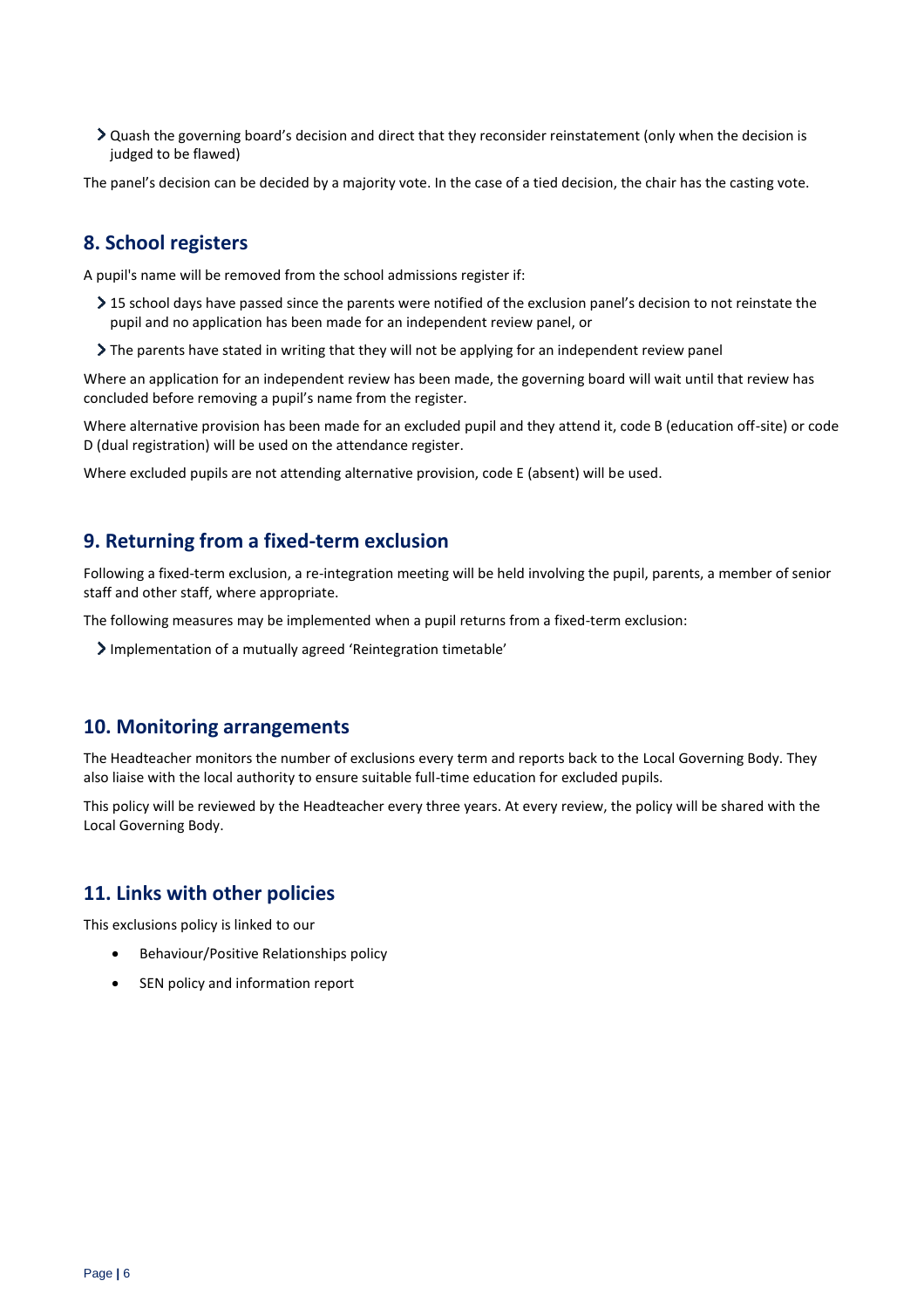- Quash the governing board's decision and direct that they reconsider reinstatement (only when the decision is judged to be flawed)

The panel's decision can be decided by a majority vote. In the case of a tied decision, the chair has the casting vote.

## 8. School registers

A pupil's name will be removed from the school admissions register if:

- 15 school days have passed since the parents were notified of the exclusion panel's decision to not reinstate the pupil and no application has been made for an independent review panel, or
- The parents have stated in writing that they will not be applying for an independent review panel

Where an application for an independent review has been made, the governing board will wait until that review has concluded before removing a pupil's name from the register.

Where alternative provision has been made for an excluded pupil and they attend it, code B (education off-site) or code D (dual registration) will be used on the attendance register.

Where excluded pupils are not attending alternative provision, code E (absent) will be used.

## 9. Returning from a fixed-term exclusion

Following a fixed-term exclusion, a re-integration meeting will be held involving the pupil, parents, a member of senior staff and other staff, where appropriate.

The following measures may be implemented when a pupil returns from a fixed-term exclusion:

- Implementation of a mutually agreed 'Reintegration timetable'

## 10. Monitoring arrangements

The Headteacher monitors the number of exclusions every term and reports back to the Local Governing Body. They also liaise with the local authority to ensure suitable full-time education for excluded pupils.

This policy will be reviewed by the Headteacher every three years. At every review, the policy will be shared with the Local Governing Body.

## 11. Links with other policies

This exclusions policy is linked to our

- Behaviour/Positive Relationships policy
- SEN policy and information report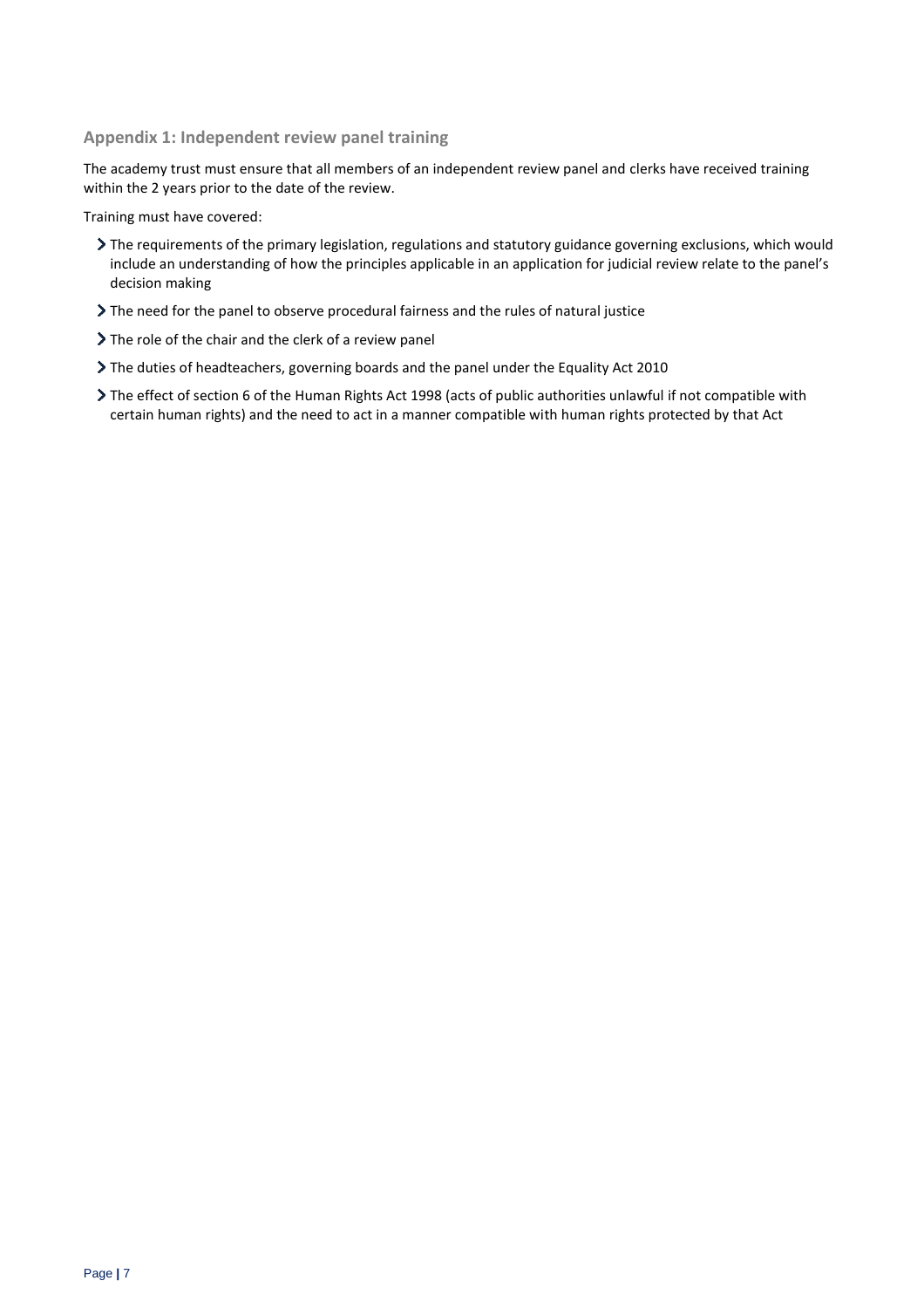## Appendix 1: Independent review panel training

The academy trust must ensure that all members of an independent review panel and clerks have received training within the 2 years prior to the date of the review.

Training must have covered:

- The requirements of the primary legislation, regulations and statutory guidance governing exclusions, which would include an understanding of how the principles applicable in an application for judicial review relate to the panel's decision making
- The need for the panel to observe procedural fairness and the rules of natural justice
- The role of the chair and the clerk of a review panel
- The duties of headteachers, governing boards and the panel under the Equality Act 2010
- The effect of section 6 of the Human Rights Act 1998 (acts of public authorities unlawful if not compatible with certain human rights) and the need to act in a manner compatible with human rights protected by that Act